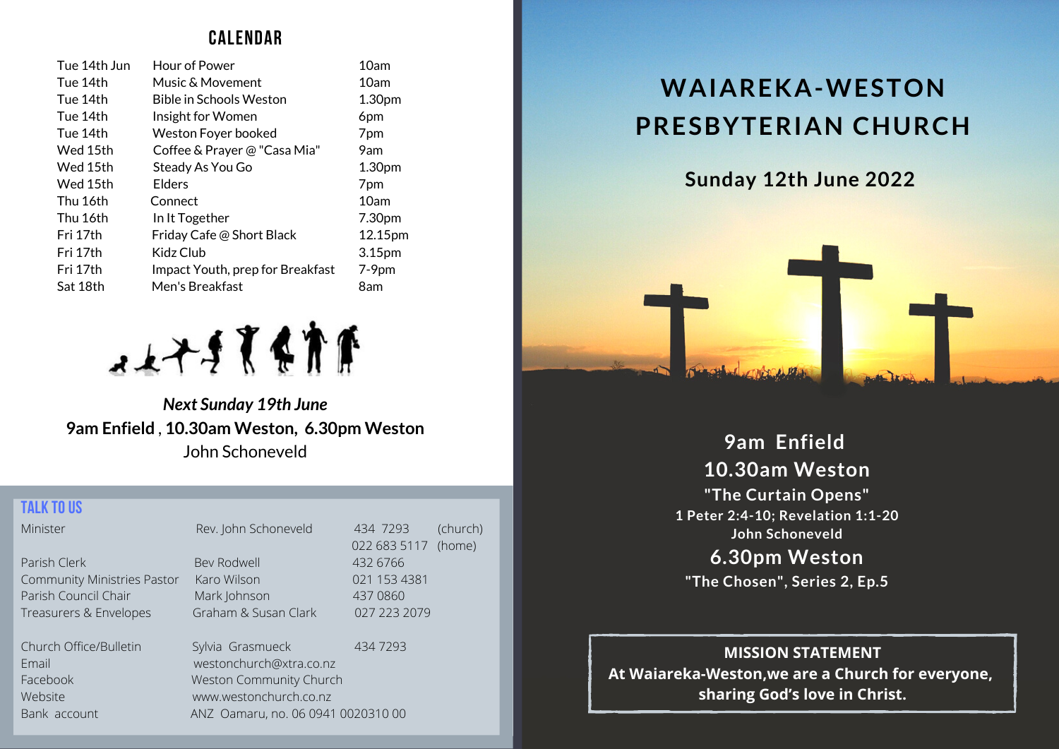## CALENDAR

| | | |
|---|---|---|
| Tue 14th Jun | Hour of Power | 10am |
| Tue 14th | Music & Movement | 10am |
| Tue 14th | Bible in Schools Weston | 1.30pm |
| Tue 14th | Insight for Women | 6pm |
| Tue 14th | Weston Foyer booked | 7pm |
| Wed 15th | Coffee & Prayer @ "Casa Mia" | 9am |
| Wed 15th | Steady As You Go | 1.30pm |
| Wed 15th | Elders | 7pm |
| Thu 16th | Connect | 10am |
| Thu 16th | In It Together | 7.30pm |
| Fri 17th | Friday Cafe @ Short Black | 12.15pm |
| Fri 17th | Kidz Club | 3.15pm |
| Fri 17th | Impact Youth, prep for Breakfast | 7-9pm |
| Sat 18th | Men's Breakfast | 8am |

***Next Sunday 19th June***

**9am Enfield**, **10.30am Weston, 6.30pm Weston**

John Schoneveld

## TALK TO US

| | | | |
|---|---|---|---|
| Minister | Rev. John Schoneveld | 434 7293 | (church) |
| | | 022 683 5117 | (home) |
| Parish Clerk | Bev Rodwell | 432 6766 | |
| Community Ministries Pastor | Karo Wilson | 021 153 4381 | |
| Parish Council Chair | Mark Johnson | 437 0860 | |
| Treasurers & Envelopes | Graham & Susan Clark | 027 223 2079 | |
| Church Office/Bulletin | Sylvia Grasmueck | 434 7293 | |
| Email | westonchurch@xtra.co.nz | | |
| Facebook | Weston Community Church | | |
| Website | www.westonchurch.co.nz | | |
| Bank account | ANZ Oamaru, no. 06 0941 0020310 00 | | |

# WAIAREKA-WESTON PRESBYTERIAN CHURCH

## Sunday 12th June 2022

**9am Enfield**

**10.30am Weston**

**"The Curtain Opens"**

**1 Peter 2:4-10; Revelation 1:1-20**

**John Schoneveld**

**6.30pm Weston**

**"The Chosen", Series 2, Ep.5**

**MISSION STATEMENT**

**At Waiareka-Weston,we are a Church for everyone, sharing God's love in Christ.**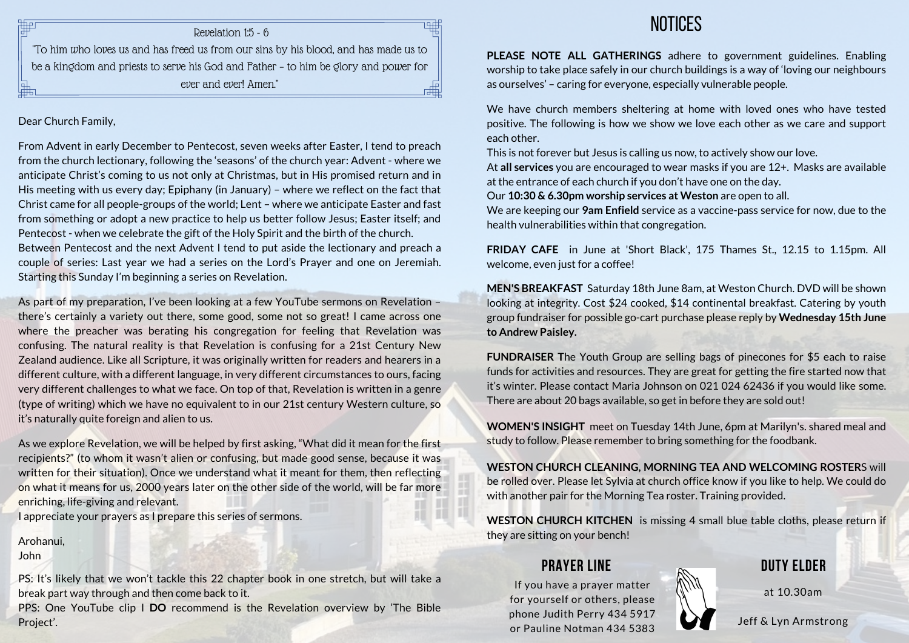Revelation 1:5 - 6

"To him who loves us and has freed us from our sins by his blood, and has made us to be a kingdom and priests to serve his God and Father – to him be glory and power for ever and ever! Amen."

Dear Church Family,

From Advent in early December to Pentecost, seven weeks after Easter, I tend to preach from the church lectionary, following the 'seasons' of the church year: Advent - where we anticipate Christ's coming to us not only at Christmas, but in His promised return and in His meeting with us every day; Epiphany (in January) – where we reflect on the fact that Christ came for all people-groups of the world; Lent – where we anticipate Easter and fast from something or adopt a new practice to help us better follow Jesus; Easter itself; and Pentecost - when we celebrate the gift of the Holy Spirit and the birth of the church.
Between Pentecost and the next Advent I tend to put aside the lectionary and preach a couple of series: Last year we had a series on the Lord's Prayer and one on Jeremiah. Starting this Sunday I'm beginning a series on Revelation.

As part of my preparation, I've been looking at a few YouTube sermons on Revelation – there's certainly a variety out there, some good, some not so great! I came across one where the preacher was berating his congregation for feeling that Revelation was confusing. The natural reality is that Revelation is confusing for a 21st Century New Zealand audience. Like all Scripture, it was originally written for readers and hearers in a different culture, with a different language, in very different circumstances to ours, facing very different challenges to what we face. On top of that, Revelation is written in a genre (type of writing) which we have no equivalent to in our 21st century Western culture, so it's naturally quite foreign and alien to us.

As we explore Revelation, we will be helped by first asking, "What did it mean for the first recipients?" (to whom it wasn't alien or confusing, but made good sense, because it was written for their situation). Once we understand what it meant for them, then reflecting on what it means for us, 2000 years later on the other side of the world, will be far more enriching, life-giving and relevant.
I appreciate your prayers as I prepare this series of sermons.

Arohanui,
John

PS: It's likely that we won't tackle this 22 chapter book in one stretch, but will take a break part way through and then come back to it.
PPS: One YouTube clip I **DO** recommend is the Revelation overview by 'The Bible Project'.

# NOTICES

**PLEASE NOTE ALL GATHERINGS** adhere to government guidelines. Enabling worship to take place safely in our church buildings is a way of 'loving our neighbours as ourselves' – caring for everyone, especially vulnerable people.

We have church members sheltering at home with loved ones who have tested positive. The following is how we show we love each other as we care and support each other.
This is not forever but Jesus is calling us now, to actively show our love.
At **all services** you are encouraged to wear masks if you are 12+. Masks are available at the entrance of each church if you don't have one on the day.
Our **10:30 & 6.30pm worship services at Weston** are open to all.
We are keeping our **9am Enfield** service as a vaccine-pass service for now, due to the health vulnerabilities within that congregation.

**FRIDAY CAFE** in June at 'Short Black', 175 Thames St., 12.15 to 1.15pm. All welcome, even just for a coffee!

**MEN'S BREAKFAST** Saturday 18th June 8am, at Weston Church. DVD will be shown looking at integrity. Cost $24 cooked, $14 continental breakfast. Catering by youth group fundraiser for possible go-cart purchase please reply by **Wednesday 15th June to Andrew Paisley.**

**FUNDRAISER T**he Youth Group are selling bags of pinecones for $5 each to raise funds for activities and resources. They are great for getting the fire started now that it's winter. Please contact Maria Johnson on 021 024 62436 if you would like some. There are about 20 bags available, so get in before they are sold out!

**WOMEN'S INSIGHT** meet on Tuesday 14th June, 6pm at Marilyn's. shared meal and study to follow. Please remember to bring something for the foodbank.

**WESTON CHURCH CLEANING, MORNING TEA AND WELCOMING ROSTER**S will be rolled over. Please let Sylvia at church office know if you like to help. We could do with another pair for the Morning Tea roster. Training provided.

**WESTON CHURCH KITCHEN** is missing 4 small blue table cloths, please return if they are sitting on your bench!

## PRAYER LINE

If you have a prayer matter for yourself or others, please phone Judith Perry 434 5917 or Pauline Notman 434 5383

## DUTY ELDER

at 10.30am

Jeff & Lyn Armstrong